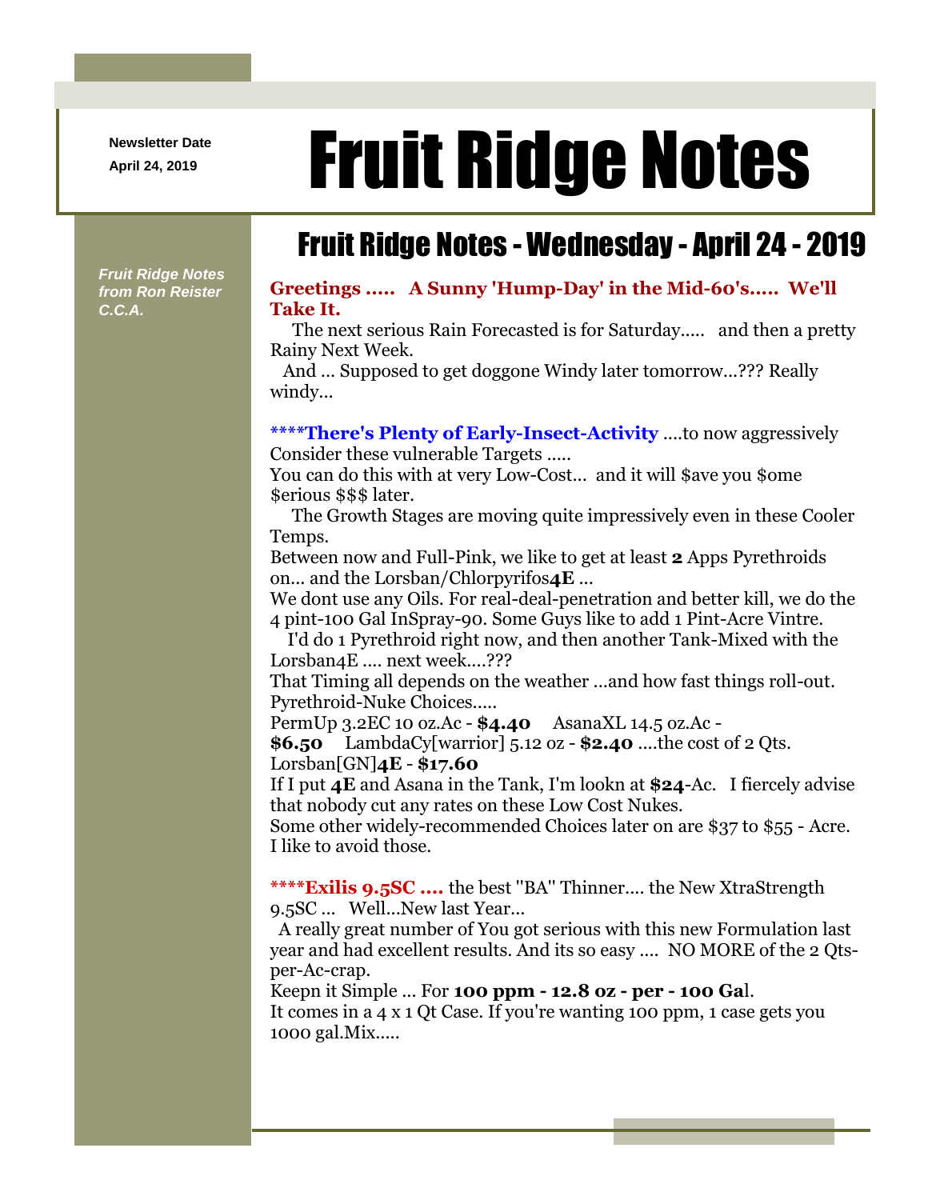Newsletter Date

April 24, 2019

# Fruit Ridge Notes

## Fruit Ridge Notes - Wednesday - April 24 - 2019

***Fruit Ridge Notes from Ron Reister C.C.A.***

**Greetings ..... A Sunny 'Hump-Day' in the Mid-60's..... We'll Take It.**

The next serious Rain Forecasted is for Saturday..... and then a pretty Rainy Next Week.

And ... Supposed to get doggone Windy later tomorrow...??? Really windy...

**\*\*\*\*There's Plenty of Early-Insect-Activity** ....to now aggressively Consider these vulnerable Targets .....

You can do this with at very Low-Cost... and it will $ave you $ome $erious $$$ later.

The Growth Stages are moving quite impressively even in these Cooler Temps.

Between now and Full-Pink, we like to get at least **2** Apps Pyrethroids on... and the Lorsban/Chlorpyrifos**4E** ...

We dont use any Oils. For real-deal-penetration and better kill, we do the 4 pint-100 Gal InSpray-90. Some Guys like to add 1 Pint-Acre Vintre.

I'd do 1 Pyrethroid right now, and then another Tank-Mixed with the Lorsban4E .... next week....???

That Timing all depends on the weather ...and how fast things roll-out.

Pyrethroid-Nuke Choices.....

PermUp 3.2EC 10 oz.Ac - **$4.40** AsanaXL 14.5 oz.Ac - **$6.50** LambdaCy[warrior] 5.12 oz - **$2.40** ....the cost of 2 Qts. Lorsban[GN]**4E** - **$17.60**

If I put **4E** and Asana in the Tank, I'm lookn at **$24**-Ac. I fiercely advise that nobody cut any rates on these Low Cost Nukes.

Some other widely-recommended Choices later on are $37 to $55 - Acre. I like to avoid those.

**\*\*\*\*Exilis 9.5SC ....** the best "BA" Thinner.... the New XtraStrength 9.5SC ... Well...New last Year...

A really great number of You got serious with this new Formulation last year and had excellent results. And its so easy .... NO MORE of the 2 Qts-per-Ac-crap.

Keepn it Simple ... For **100 ppm - 12.8 oz - per - 100 Gal**.

It comes in a 4 x 1 Qt Case. If you're wanting 100 ppm, 1 case gets you 1000 gal.Mix.....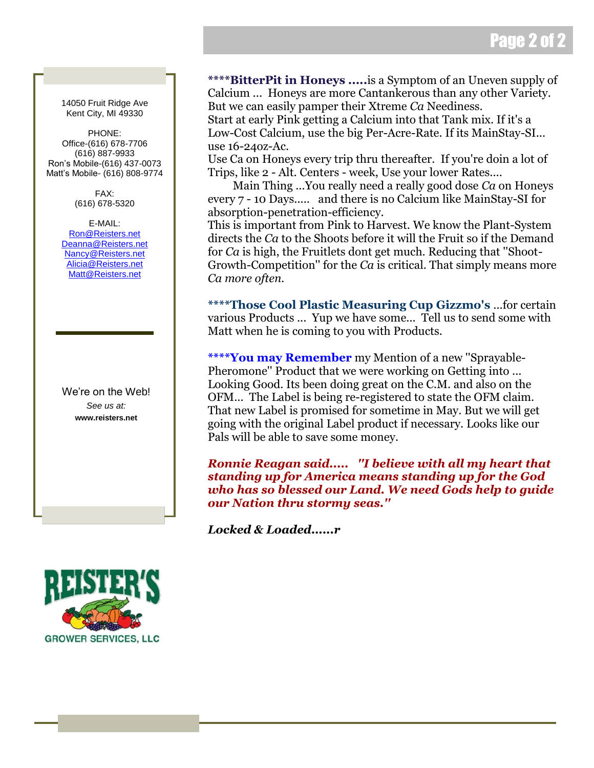14050 Fruit Ridge Ave
Kent City, MI 49330

PHONE:
Office-(616) 678-7706
(616) 887-9933
Ron's Mobile-(616) 437-0073
Matt's Mobile- (616) 808-9774

FAX:
(616) 678-5320

E-MAIL:
Ron@Reisters.net
Deanna@Reisters.net
Nancy@Reisters.net
Alicia@Reisters.net
Matt@Reisters.net

We're on the Web!
*See us at:*
**www.reisters.net**

REISTER'S
GROWER SERVICES, LLC

**\*\*\*\*BitterPit in Honeys .....** is a Symptom of an Uneven supply of Calcium ... Honeys are more Cantankerous than any other Variety. But we can easily pamper their Xtreme *Ca* Neediness.
Start at early Pink getting a Calcium into that Tank mix. If it's a Low-Cost Calcium, use the big Per-Acre-Rate. If its MainStay-SI... use 16-24oz-Ac.
Use Ca on Honeys every trip thru thereafter. If you're doin a lot of Trips, like 2 - Alt. Centers - week, Use your lower Rates....
Main Thing ...You really need a really good dose *Ca* on Honeys every 7 - 10 Days..... and there is no Calcium like MainStay-SI for absorption-penetration-efficiency.
This is important from Pink to Harvest. We know the Plant-System directs the *Ca* to the Shoots before it will the Fruit so if the Demand for *Ca* is high, the Fruitlets dont get much. Reducing that "Shoot-Growth-Competition" for the *Ca* is critical. That simply means more *Ca more often.*

**\*\*\*\*Those Cool Plastic Measuring Cup Gizzmo's** ...for certain various Products ... Yup we have some... Tell us to send some with Matt when he is coming to you with Products.

**\*\*\*\*You may Remember** my Mention of a new "Sprayable-Pheromone" Product that we were working on Getting into ... Looking Good. Its been doing great on the C.M. and also on the OFM... The Label is being re-registered to state the OFM claim. That new Label is promised for sometime in May. But we will get going with the original Label product if necessary. Looks like our Pals will be able to save some money.

***Ronnie Reagan said..... "I believe with all my heart that standing up for America means standing up for the God who has so blessed our Land. We need Gods help to guide our Nation thru stormy seas."***

***Locked & Loaded......r***